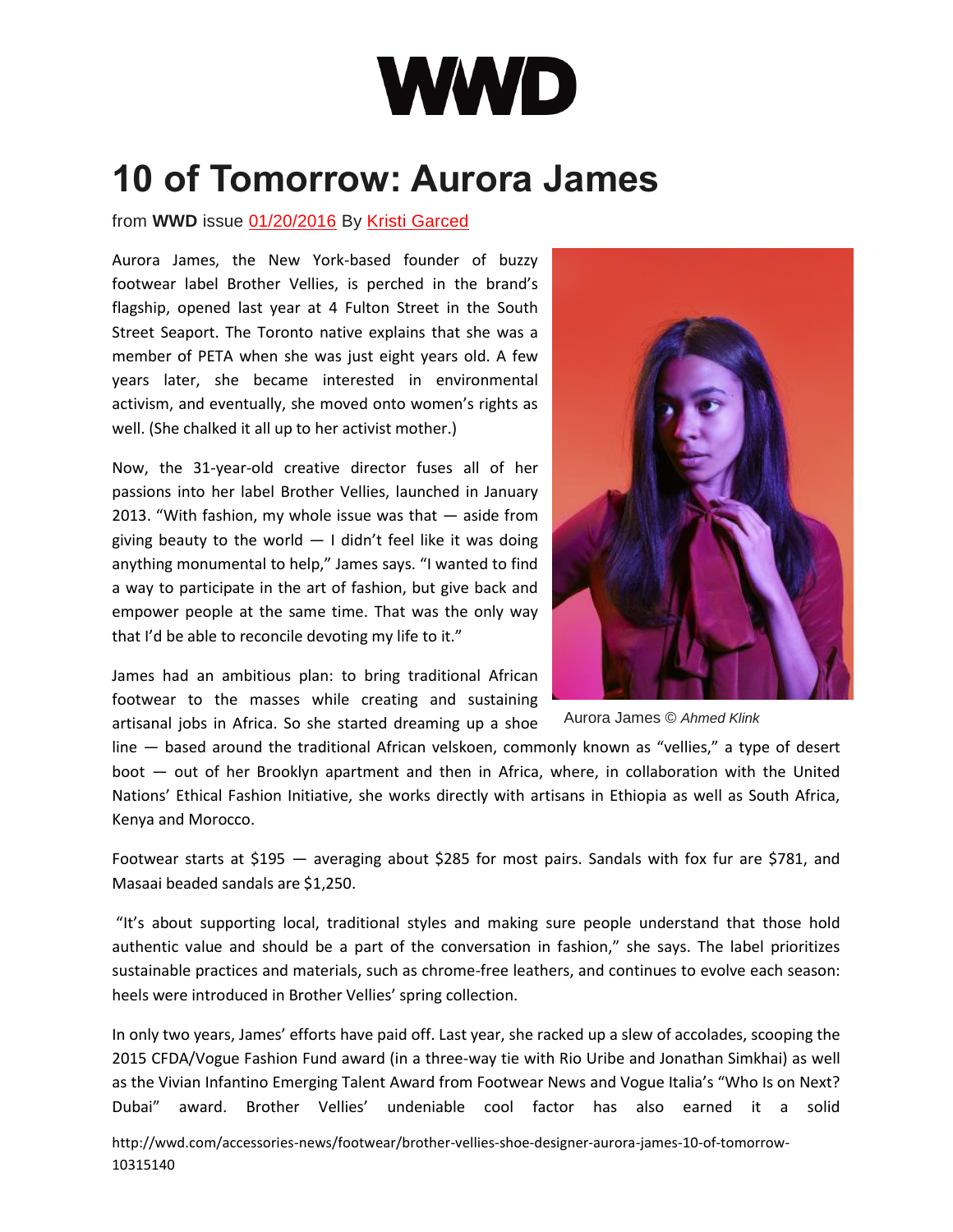# WWD

# 10 of Tomorrow: Aurora James

from **WWD** issue 01/20/2016 By Kristi Garced

Aurora James, the New York-based founder of buzzy footwear label Brother Vellies, is perched in the brand's flagship, opened last year at 4 Fulton Street in the South Street Seaport. The Toronto native explains that she was a member of PETA when she was just eight years old. A few years later, she became interested in environmental activism, and eventually, she moved onto women's rights as well. (She chalked it all up to her activist mother.)

Now, the 31-year-old creative director fuses all of her passions into her label Brother Vellies, launched in January 2013. "With fashion, my whole issue was that — aside from giving beauty to the world — I didn't feel like it was doing anything monumental to help," James says. "I wanted to find a way to participate in the art of fashion, but give back and empower people at the same time. That was the only way that I'd be able to reconcile devoting my life to it."

Aurora James © *Ahmed Klink*

James had an ambitious plan: to bring traditional African footwear to the masses while creating and sustaining artisanal jobs in Africa. So she started dreaming up a shoe line — based around the traditional African velskoen, commonly known as "vellies," a type of desert boot — out of her Brooklyn apartment and then in Africa, where, in collaboration with the United Nations' Ethical Fashion Initiative, she works directly with artisans in Ethiopia as well as South Africa, Kenya and Morocco.

Footwear starts at $195 — averaging about $285 for most pairs. Sandals with fox fur are $781, and Masaai beaded sandals are $1,250.

"It's about supporting local, traditional styles and making sure people understand that those hold authentic value and should be a part of the conversation in fashion," she says. The label prioritizes sustainable practices and materials, such as chrome-free leathers, and continues to evolve each season: heels were introduced in Brother Vellies' spring collection.

In only two years, James' efforts have paid off. Last year, she racked up a slew of accolades, scooping the 2015 CFDA/Vogue Fashion Fund award (in a three-way tie with Rio Uribe and Jonathan Simkhai) as well as the Vivian Infantino Emerging Talent Award from Footwear News and Vogue Italia's "Who Is on Next? Dubai" award. Brother Vellies' undeniable cool factor has also earned it a solid

http://wwd.com/accessories-news/footwear/brother-vellies-shoe-designer-aurora-james-10-of-tomorrow-10315140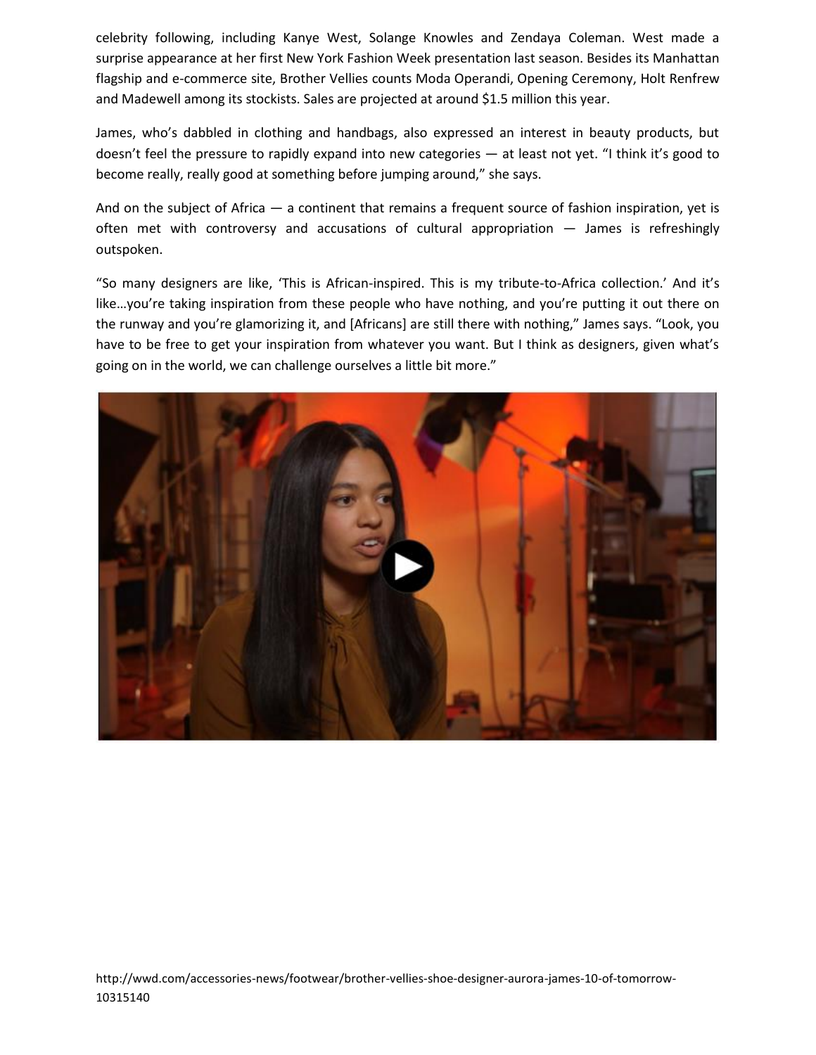celebrity following, including Kanye West, Solange Knowles and Zendaya Coleman. West made a surprise appearance at her first New York Fashion Week presentation last season. Besides its Manhattan flagship and e-commerce site, Brother Vellies counts Moda Operandi, Opening Ceremony, Holt Renfrew and Madewell among its stockists. Sales are projected at around $1.5 million this year.

James, who's dabbled in clothing and handbags, also expressed an interest in beauty products, but doesn't feel the pressure to rapidly expand into new categories — at least not yet. "I think it's good to become really, really good at something before jumping around," she says.

And on the subject of Africa — a continent that remains a frequent source of fashion inspiration, yet is often met with controversy and accusations of cultural appropriation — James is refreshingly outspoken.

"So many designers are like, 'This is African-inspired. This is my tribute-to-Africa collection.' And it's like…you're taking inspiration from these people who have nothing, and you're putting it out there on the runway and you're glamorizing it, and [Africans] are still there with nothing," James says. "Look, you have to be free to get your inspiration from whatever you want. But I think as designers, given what's going on in the world, we can challenge ourselves a little bit more."

http://wwd.com/accessories-news/footwear/brother-vellies-shoe-designer-aurora-james-10-of-tomorrow-10315140